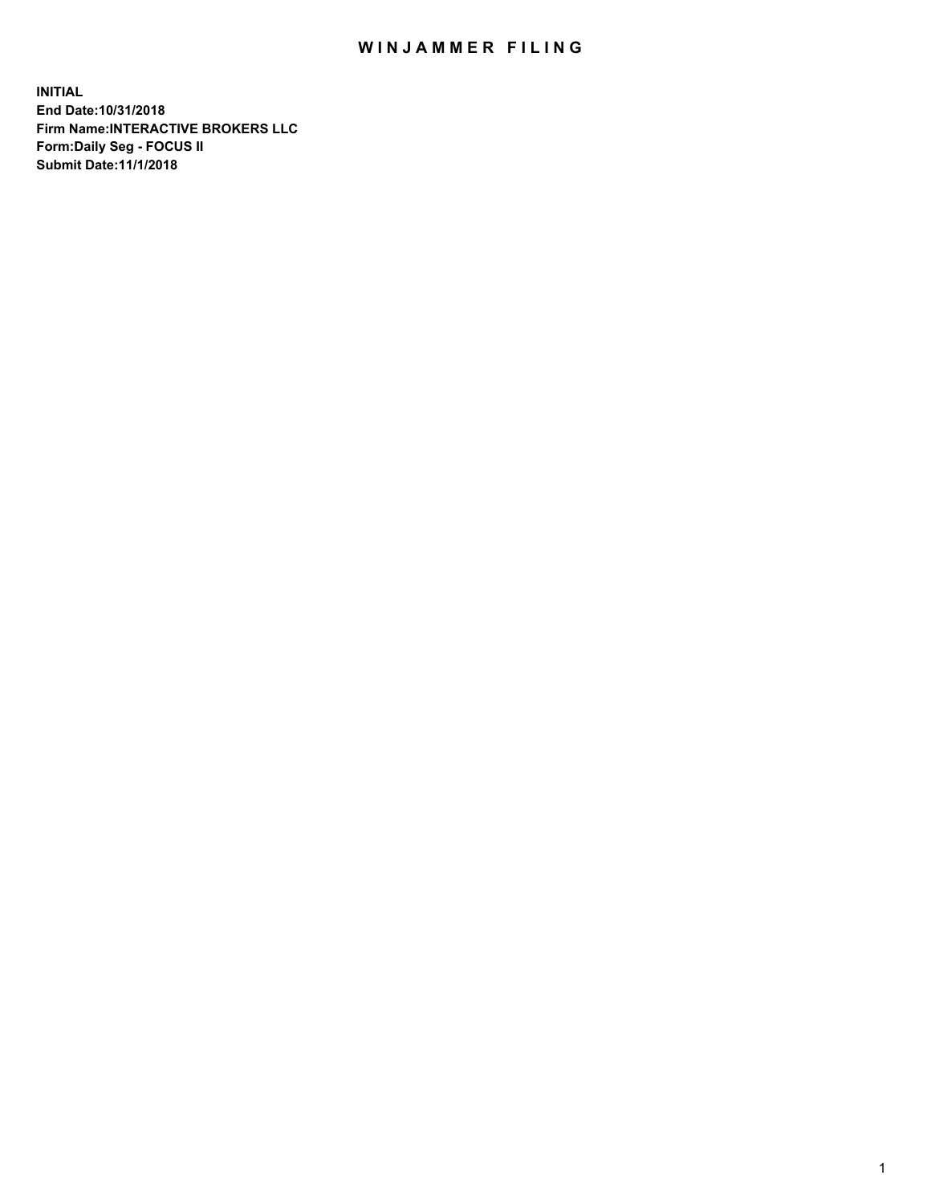# WINJAMMER FILING

**INITIAL**
**End Date:10/31/2018**
**Firm Name:INTERACTIVE BROKERS LLC**
**Form:Daily Seg - FOCUS II**
**Submit Date:11/1/2018**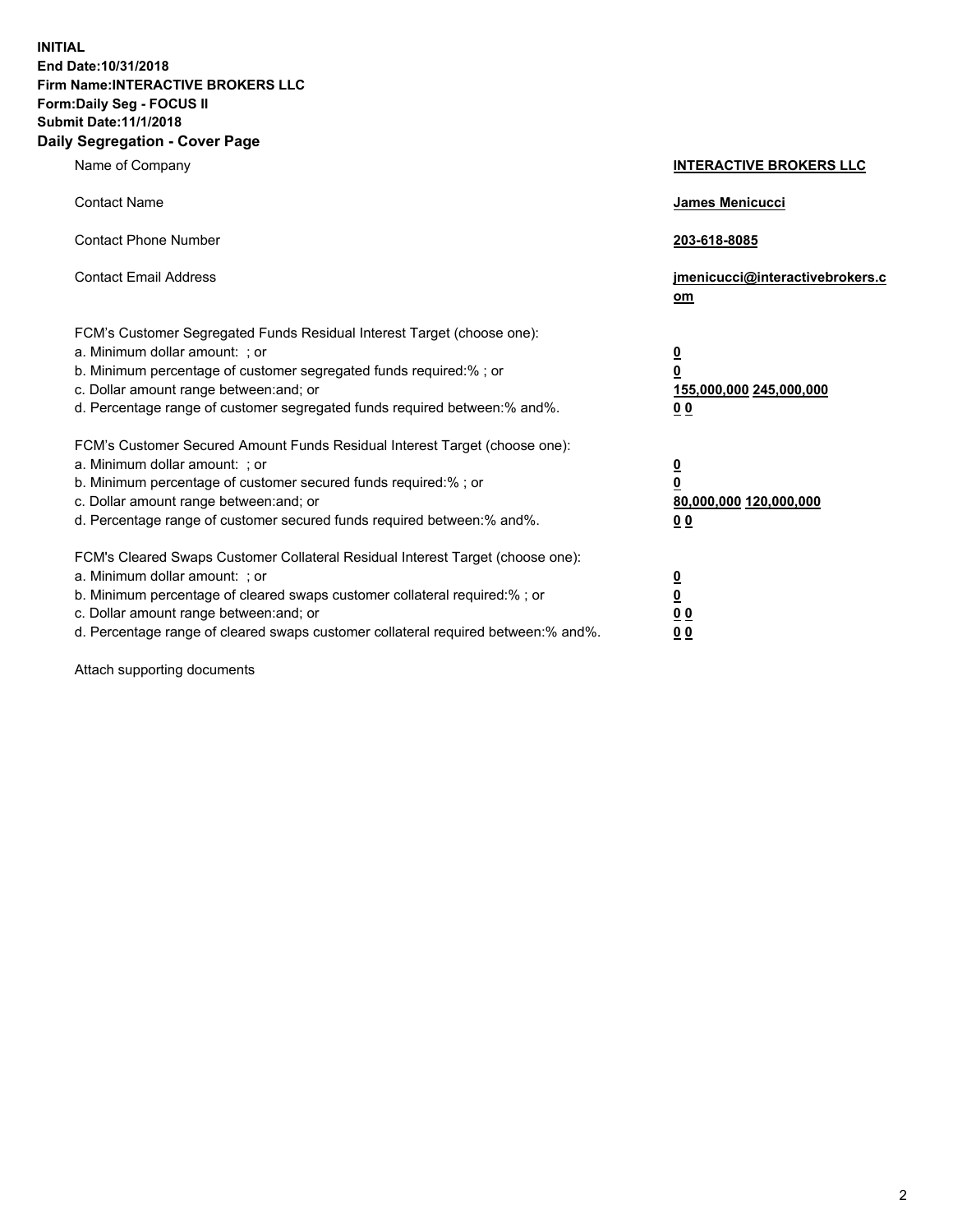**INITIAL**
**End Date:10/31/2018**
**Firm Name:INTERACTIVE BROKERS LLC**
**Form:Daily Seg - FOCUS II**
**Submit Date:11/1/2018**

## Daily Segregation - Cover Page

| | |
|---|---|
| Name of Company | **INTERACTIVE BROKERS LLC** |
| Contact Name | **James Menicucci** |
| Contact Phone Number | **203-618-8085** |
| Contact Email Address | **jmenicucci@interactivebrokers.com** |

FCM's Customer Segregated Funds Residual Interest Target (choose one):

| | |
|---|---|
| a. Minimum dollar amount: ; or | **0** |
| b. Minimum percentage of customer segregated funds required:% ; or | **0** |
| c. Dollar amount range between:and; or | **155,000,000 245,000,000** |
| d. Percentage range of customer segregated funds required between:% and%. | **0 0** |

FCM's Customer Secured Amount Funds Residual Interest Target (choose one):

| | |
|---|---|
| a. Minimum dollar amount: ; or | **0** |
| b. Minimum percentage of customer secured funds required:% ; or | **0** |
| c. Dollar amount range between:and; or | **80,000,000 120,000,000** |
| d. Percentage range of customer secured funds required between:% and%. | **0 0** |

FCM's Cleared Swaps Customer Collateral Residual Interest Target (choose one):

| | |
|---|---|
| a. Minimum dollar amount: ; or | **0** |
| b. Minimum percentage of cleared swaps customer collateral required:% ; or | **0** |
| c. Dollar amount range between:and; or | **0 0** |
| d. Percentage range of cleared swaps customer collateral required between:% and%. | **0 0** |

Attach supporting documents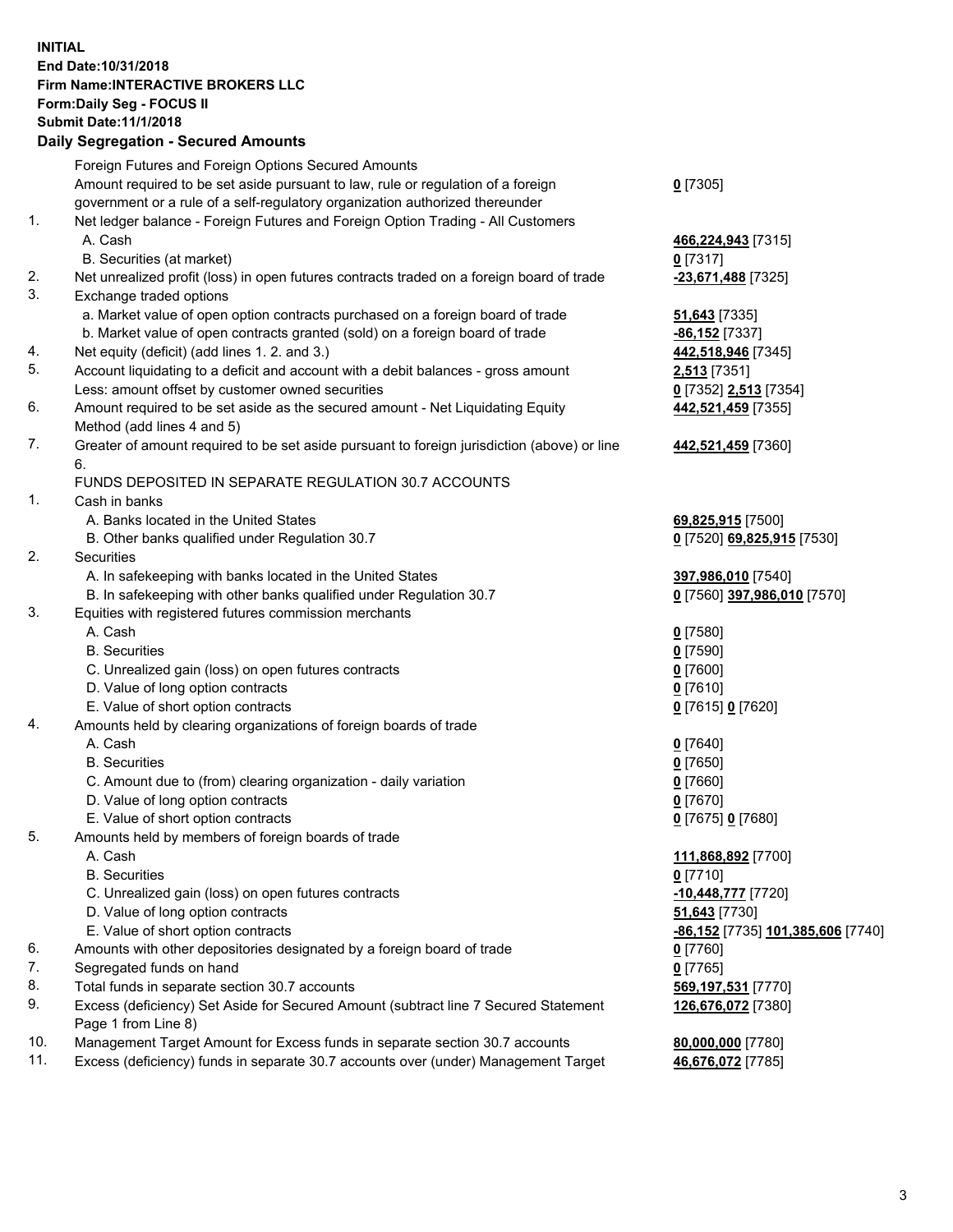**INITIAL**
**End Date:10/31/2018**
**Firm Name:INTERACTIVE BROKERS LLC**
**Form:Daily Seg - FOCUS II**
**Submit Date:11/1/2018**

## Daily Segregation - Secured Amounts

| | | |
|---|---|---|
| | Foreign Futures and Foreign Options Secured Amounts | |
| | Amount required to be set aside pursuant to law, rule or regulation of a foreign government or a rule of a self-regulatory organization authorized thereunder | **0** [7305] |
| 1. | Net ledger balance - Foreign Futures and Foreign Option Trading - All Customers | |
| | A. Cash | **466,224,943** [7315] |
| | B. Securities (at market) | **0** [7317] |
| 2. | Net unrealized profit (loss) in open futures contracts traded on a foreign board of trade | **-23,671,488** [7325] |
| 3. | Exchange traded options | |
| | a. Market value of open option contracts purchased on a foreign board of trade | **51,643** [7335] |
| | b. Market value of open contracts granted (sold) on a foreign board of trade | **-86,152** [7337] |
| 4. | Net equity (deficit) (add lines 1. 2. and 3.) | **442,518,946** [7345] |
| 5. | Account liquidating to a deficit and account with a debit balances - gross amount | **2,513** [7351] |
| | Less: amount offset by customer owned securities | **0** [7352] **2,513** [7354] |
| 6. | Amount required to be set aside as the secured amount - Net Liquidating Equity Method (add lines 4 and 5) | **442,521,459** [7355] |
| 7. | Greater of amount required to be set aside pursuant to foreign jurisdiction (above) or line 6. | **442,521,459** [7360] |
| | FUNDS DEPOSITED IN SEPARATE REGULATION 30.7 ACCOUNTS | |
| 1. | Cash in banks | |
| | A. Banks located in the United States | **69,825,915** [7500] |
| | B. Other banks qualified under Regulation 30.7 | **0** [7520] **69,825,915** [7530] |
| 2. | Securities | |
| | A. In safekeeping with banks located in the United States | **397,986,010** [7540] |
| | B. In safekeeping with other banks qualified under Regulation 30.7 | **0** [7560] **397,986,010** [7570] |
| 3. | Equities with registered futures commission merchants | |
| | A. Cash | **0** [7580] |
| | B. Securities | **0** [7590] |
| | C. Unrealized gain (loss) on open futures contracts | **0** [7600] |
| | D. Value of long option contracts | **0** [7610] |
| | E. Value of short option contracts | **0** [7615] **0** [7620] |
| 4. | Amounts held by clearing organizations of foreign boards of trade | |
| | A. Cash | **0** [7640] |
| | B. Securities | **0** [7650] |
| | C. Amount due to (from) clearing organization - daily variation | **0** [7660] |
| | D. Value of long option contracts | **0** [7670] |
| | E. Value of short option contracts | **0** [7675] **0** [7680] |
| 5. | Amounts held by members of foreign boards of trade | |
| | A. Cash | **111,868,892** [7700] |
| | B. Securities | **0** [7710] |
| | C. Unrealized gain (loss) on open futures contracts | **-10,448,777** [7720] |
| | D. Value of long option contracts | **51,643** [7730] |
| | E. Value of short option contracts | **-86,152** [7735] **101,385,606** [7740] |
| 6. | Amounts with other depositories designated by a foreign board of trade | **0** [7760] |
| 7. | Segregated funds on hand | **0** [7765] |
| 8. | Total funds in separate section 30.7 accounts | **569,197,531** [7770] |
| 9. | Excess (deficiency) Set Aside for Secured Amount (subtract line 7 Secured Statement Page 1 from Line 8) | **126,676,072** [7380] |
| 10. | Management Target Amount for Excess funds in separate section 30.7 accounts | **80,000,000** [7780] |
| 11. | Excess (deficiency) funds in separate 30.7 accounts over (under) Management Target | **46,676,072** [7785] |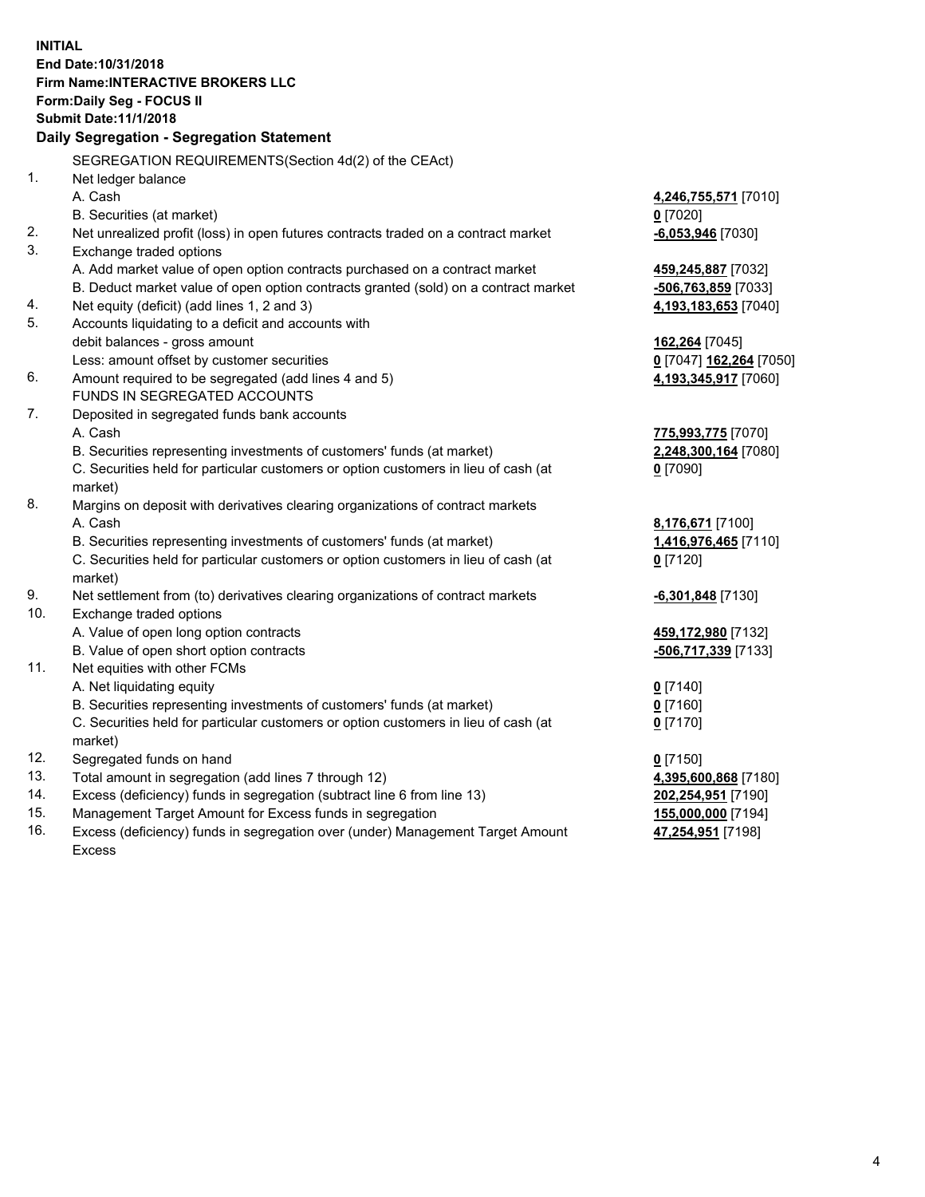**INITIAL**
**End Date:10/31/2018**
**Firm Name:INTERACTIVE BROKERS LLC**
**Form:Daily Seg - FOCUS II**
**Submit Date:11/1/2018**

## Daily Segregation - Segregation Statement

SEGREGATION REQUIREMENTS(Section 4d(2) of the CEAct)

| | | |
|---|---|---|
| 1. | Net ledger balance | |
| | A. Cash | **4,246,755,571** [7010] |
| | B. Securities (at market) | **0** [7020] |
| 2. | Net unrealized profit (loss) in open futures contracts traded on a contract market | **-6,053,946** [7030] |
| 3. | Exchange traded options | |
| | A. Add market value of open option contracts purchased on a contract market | **459,245,887** [7032] |
| | B. Deduct market value of open option contracts granted (sold) on a contract market | **-506,763,859** [7033] |
| 4. | Net equity (deficit) (add lines 1, 2 and 3) | **4,193,183,653** [7040] |
| 5. | Accounts liquidating to a deficit and accounts with | |
| | debit balances - gross amount | **162,264** [7045] |
| | Less: amount offset by customer securities | **0** [7047] **162,264** [7050] |
| 6. | Amount required to be segregated (add lines 4 and 5) | **4,193,345,917** [7060] |
| | FUNDS IN SEGREGATED ACCOUNTS | |
| 7. | Deposited in segregated funds bank accounts | |
| | A. Cash | **775,993,775** [7070] |
| | B. Securities representing investments of customers' funds (at market) | **2,248,300,164** [7080] |
| | C. Securities held for particular customers or option customers in lieu of cash (at market) | **0** [7090] |
| 8. | Margins on deposit with derivatives clearing organizations of contract markets | |
| | A. Cash | **8,176,671** [7100] |
| | B. Securities representing investments of customers' funds (at market) | **1,416,976,465** [7110] |
| | C. Securities held for particular customers or option customers in lieu of cash (at market) | **0** [7120] |
| 9. | Net settlement from (to) derivatives clearing organizations of contract markets | **-6,301,848** [7130] |
| 10. | Exchange traded options | |
| | A. Value of open long option contracts | **459,172,980** [7132] |
| | B. Value of open short option contracts | **-506,717,339** [7133] |
| 11. | Net equities with other FCMs | |
| | A. Net liquidating equity | **0** [7140] |
| | B. Securities representing investments of customers' funds (at market) | **0** [7160] |
| | C. Securities held for particular customers or option customers in lieu of cash (at market) | **0** [7170] |
| 12. | Segregated funds on hand | **0** [7150] |
| 13. | Total amount in segregation (add lines 7 through 12) | **4,395,600,868** [7180] |
| 14. | Excess (deficiency) funds in segregation (subtract line 6 from line 13) | **202,254,951** [7190] |
| 15. | Management Target Amount for Excess funds in segregation | **155,000,000** [7194] |
| 16. | Excess (deficiency) funds in segregation over (under) Management Target Amount Excess | **47,254,951** [7198] |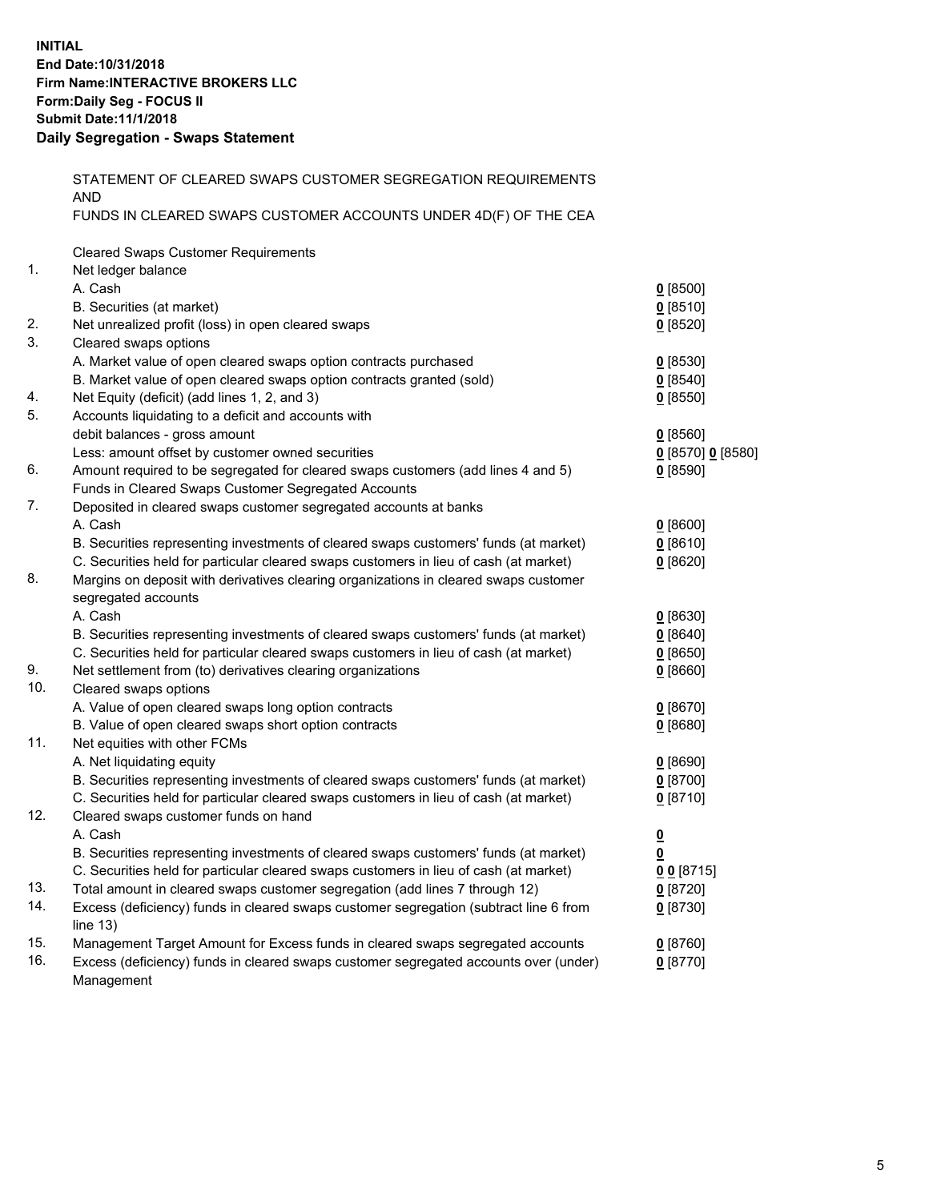**INITIAL**
**End Date:10/31/2018**
**Firm Name:INTERACTIVE BROKERS LLC**
**Form:Daily Seg - FOCUS II**
**Submit Date:11/1/2018**
**Daily Segregation - Swaps Statement**

STATEMENT OF CLEARED SWAPS CUSTOMER SEGREGATION REQUIREMENTS AND FUNDS IN CLEARED SWAPS CUSTOMER ACCOUNTS UNDER 4D(F) OF THE CEA

| | | |
|---|---|---|
| | Cleared Swaps Customer Requirements | |
| 1. | Net ledger balance | |
| | A. Cash | 0 [8500] |
| | B. Securities (at market) | 0 [8510] |
| 2. | Net unrealized profit (loss) in open cleared swaps | 0 [8520] |
| 3. | Cleared swaps options | |
| | A. Market value of open cleared swaps option contracts purchased | 0 [8530] |
| | B. Market value of open cleared swaps option contracts granted (sold) | 0 [8540] |
| 4. | Net Equity (deficit) (add lines 1, 2, and 3) | 0 [8550] |
| 5. | Accounts liquidating to a deficit and accounts with debit balances - gross amount | 0 [8560] |
| | Less: amount offset by customer owned securities | 0 [8570] 0 [8580] |
| 6. | Amount required to be segregated for cleared swaps customers (add lines 4 and 5) | 0 [8590] |
| | Funds in Cleared Swaps Customer Segregated Accounts | |
| 7. | Deposited in cleared swaps customer segregated accounts at banks | |
| | A. Cash | 0 [8600] |
| | B. Securities representing investments of cleared swaps customers' funds (at market) | 0 [8610] |
| | C. Securities held for particular cleared swaps customers in lieu of cash (at market) | 0 [8620] |
| 8. | Margins on deposit with derivatives clearing organizations in cleared swaps customer segregated accounts | |
| | A. Cash | 0 [8630] |
| | B. Securities representing investments of cleared swaps customers' funds (at market) | 0 [8640] |
| | C. Securities held for particular cleared swaps customers in lieu of cash (at market) | 0 [8650] |
| 9. | Net settlement from (to) derivatives clearing organizations | 0 [8660] |
| 10. | Cleared swaps options | |
| | A. Value of open cleared swaps long option contracts | 0 [8670] |
| | B. Value of open cleared swaps short option contracts | 0 [8680] |
| 11. | Net equities with other FCMs | |
| | A. Net liquidating equity | 0 [8690] |
| | B. Securities representing investments of cleared swaps customers' funds (at market) | 0 [8700] |
| | C. Securities held for particular cleared swaps customers in lieu of cash (at market) | 0 [8710] |
| 12. | Cleared swaps customer funds on hand | |
| | A. Cash | 0 |
| | B. Securities representing investments of cleared swaps customers' funds (at market) | 0 |
| | C. Securities held for particular cleared swaps customers in lieu of cash (at market) | 0 0 [8715] |
| 13. | Total amount in cleared swaps customer segregation (add lines 7 through 12) | 0 [8720] |
| 14. | Excess (deficiency) funds in cleared swaps customer segregation (subtract line 6 from line 13) | 0 [8730] |
| 15. | Management Target Amount for Excess funds in cleared swaps segregated accounts | 0 [8760] |
| 16. | Excess (deficiency) funds in cleared swaps customer segregated accounts over (under) Management | 0 [8770] |